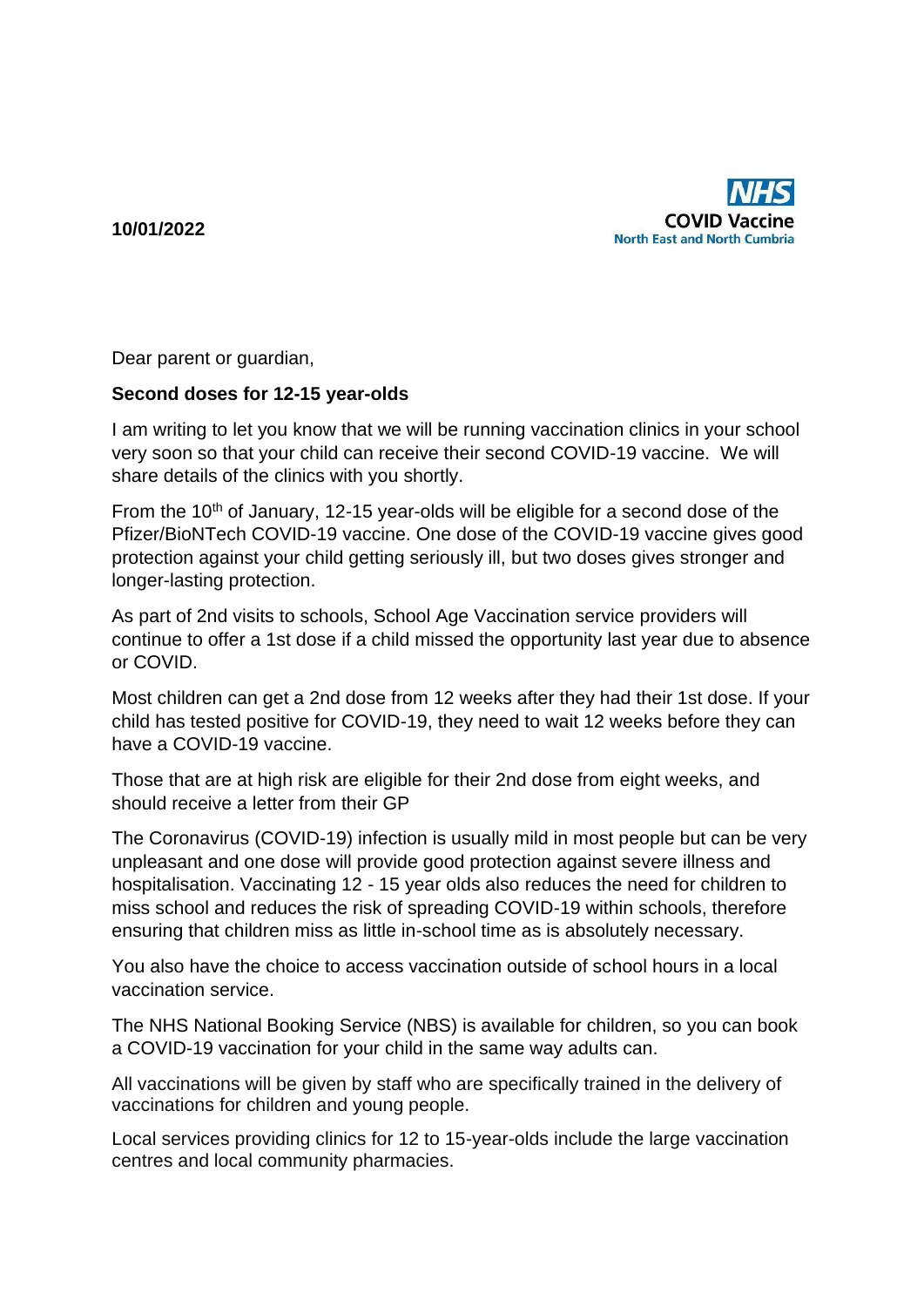**10/01/2022**

NHS
COVID Vaccine
North East and North Cumbria

Dear parent or guardian,

**Second doses for 12-15 year-olds**

I am writing to let you know that we will be running vaccination clinics in your school very soon so that your child can receive their second COVID-19 vaccine. We will share details of the clinics with you shortly.

From the 10th of January, 12-15 year-olds will be eligible for a second dose of the Pfizer/BioNTech COVID-19 vaccine. One dose of the COVID-19 vaccine gives good protection against your child getting seriously ill, but two doses gives stronger and longer-lasting protection.

As part of 2nd visits to schools, School Age Vaccination service providers will continue to offer a 1st dose if a child missed the opportunity last year due to absence or COVID.

Most children can get a 2nd dose from 12 weeks after they had their 1st dose. If your child has tested positive for COVID-19, they need to wait 12 weeks before they can have a COVID-19 vaccine.

Those that are at high risk are eligible for their 2nd dose from eight weeks, and should receive a letter from their GP

The Coronavirus (COVID-19) infection is usually mild in most people but can be very unpleasant and one dose will provide good protection against severe illness and hospitalisation. Vaccinating 12 - 15 year olds also reduces the need for children to miss school and reduces the risk of spreading COVID-19 within schools, therefore ensuring that children miss as little in-school time as is absolutely necessary.

You also have the choice to access vaccination outside of school hours in a local vaccination service.

The NHS National Booking Service (NBS) is available for children, so you can book a COVID-19 vaccination for your child in the same way adults can.

All vaccinations will be given by staff who are specifically trained in the delivery of vaccinations for children and young people.

Local services providing clinics for 12 to 15-year-olds include the large vaccination centres and local community pharmacies.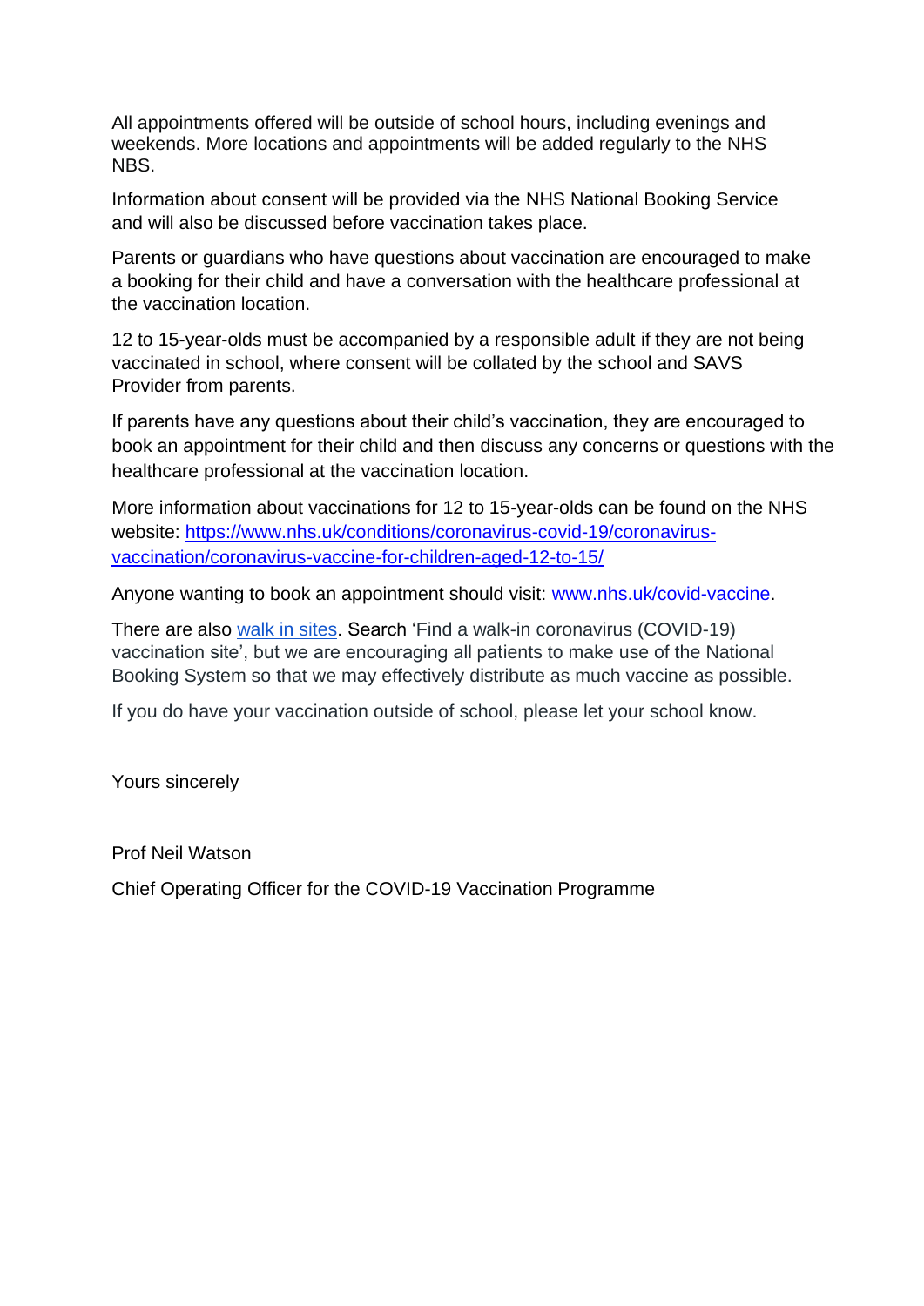All appointments offered will be outside of school hours, including evenings and weekends. More locations and appointments will be added regularly to the NHS NBS.

Information about consent will be provided via the NHS National Booking Service and will also be discussed before vaccination takes place.

Parents or guardians who have questions about vaccination are encouraged to make a booking for their child and have a conversation with the healthcare professional at the vaccination location.

12 to 15-year-olds must be accompanied by a responsible adult if they are not being vaccinated in school, where consent will be collated by the school and SAVS Provider from parents.

If parents have any questions about their child's vaccination, they are encouraged to book an appointment for their child and then discuss any concerns or questions with the healthcare professional at the vaccination location.

More information about vaccinations for 12 to 15-year-olds can be found on the NHS website: [https://www.nhs.uk/conditions/coronavirus-covid-19/coronavirus-vaccination/coronavirus-vaccine-for-children-aged-12-to-15/](https://www.nhs.uk/conditions/coronavirus-covid-19/coronavirus-vaccination/coronavirus-vaccine-for-children-aged-12-to-15/)

Anyone wanting to book an appointment should visit: [www.nhs.uk/covid-vaccine](http://www.nhs.uk/covid-vaccine).

There are also walk in sites. Search 'Find a walk-in coronavirus (COVID-19) vaccination site', but we are encouraging all patients to make use of the National Booking System so that we may effectively distribute as much vaccine as possible.

If you do have your vaccination outside of school, please let your school know.

Yours sincerely

Prof Neil Watson

Chief Operating Officer for the COVID-19 Vaccination Programme